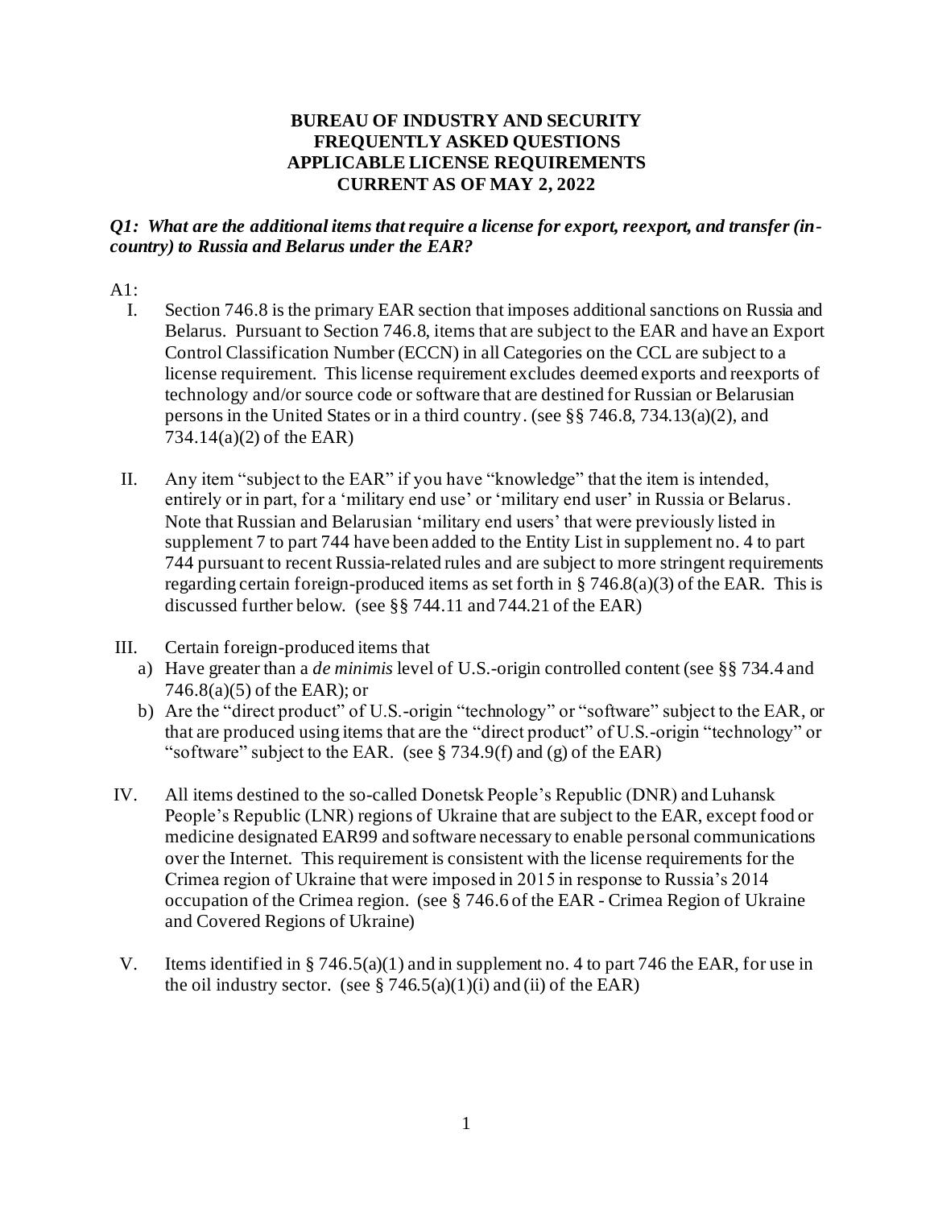# BUREAU OF INDUSTRY AND SECURITY
# FREQUENTLY ASKED QUESTIONS
# APPLICABLE LICENSE REQUIREMENTS
# CURRENT AS OF MAY 2, 2022

***Q1: What are the additional items that require a license for export, reexport, and transfer (in-country) to Russia and Belarus under the EAR?***

A1:

I. Section 746.8 is the primary EAR section that imposes additional sanctions on Russia and Belarus. Pursuant to Section 746.8, items that are subject to the EAR and have an Export Control Classification Number (ECCN) in all Categories on the CCL are subject to a license requirement. This license requirement excludes deemed exports and reexports of technology and/or source code or software that are destined for Russian or Belarusian persons in the United States or in a third country. (see §§ 746.8, 734.13(a)(2), and 734.14(a)(2) of the EAR)

II. Any item "subject to the EAR" if you have "knowledge" that the item is intended, entirely or in part, for a 'military end use' or 'military end user' in Russia or Belarus. Note that Russian and Belarusian 'military end users' that were previously listed in supplement 7 to part 744 have been added to the Entity List in supplement no. 4 to part 744 pursuant to recent Russia-related rules and are subject to more stringent requirements regarding certain foreign-produced items as set forth in § 746.8(a)(3) of the EAR. This is discussed further below. (see §§ 744.11 and 744.21 of the EAR)

III. Certain foreign-produced items that
   a) Have greater than a *de minimis* level of U.S.-origin controlled content (see §§ 734.4 and 746.8(a)(5) of the EAR); or
   b) Are the "direct product" of U.S.-origin "technology" or "software" subject to the EAR, or that are produced using items that are the "direct product" of U.S.-origin "technology" or "software" subject to the EAR. (see § 734.9(f) and (g) of the EAR)

IV. All items destined to the so-called Donetsk People's Republic (DNR) and Luhansk People's Republic (LNR) regions of Ukraine that are subject to the EAR, except food or medicine designated EAR99 and software necessary to enable personal communications over the Internet. This requirement is consistent with the license requirements for the Crimea region of Ukraine that were imposed in 2015 in response to Russia's 2014 occupation of the Crimea region. (see § 746.6 of the EAR - Crimea Region of Ukraine and Covered Regions of Ukraine)

V. Items identified in § 746.5(a)(1) and in supplement no. 4 to part 746 the EAR, for use in the oil industry sector. (see § 746.5(a)(1)(i) and (ii) of the EAR)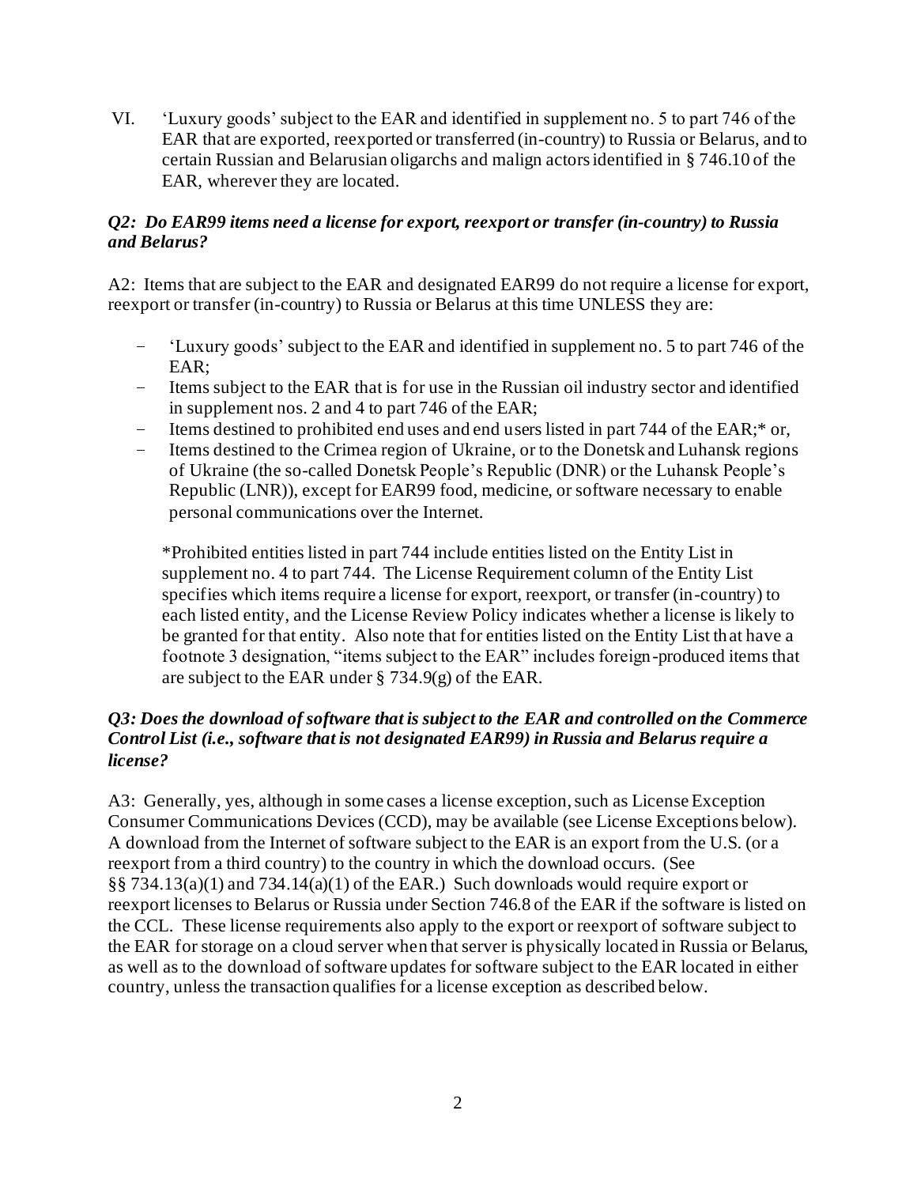VI. 'Luxury goods' subject to the EAR and identified in supplement no. 5 to part 746 of the EAR that are exported, reexported or transferred (in-country) to Russia or Belarus, and to certain Russian and Belarusian oligarchs and malign actors identified in § 746.10 of the EAR, wherever they are located.

***Q2: Do EAR99 items need a license for export, reexport or transfer (in-country) to Russia and Belarus?***

A2: Items that are subject to the EAR and designated EAR99 do not require a license for export, reexport or transfer (in-country) to Russia or Belarus at this time UNLESS they are:

- 'Luxury goods' subject to the EAR and identified in supplement no. 5 to part 746 of the EAR;
- Items subject to the EAR that is for use in the Russian oil industry sector and identified in supplement nos. 2 and 4 to part 746 of the EAR;
- Items destined to prohibited end uses and end users listed in part 744 of the EAR;* or,
- Items destined to the Crimea region of Ukraine, or to the Donetsk and Luhansk regions of Ukraine (the so-called Donetsk People's Republic (DNR) or the Luhansk People's Republic (LNR)), except for EAR99 food, medicine, or software necessary to enable personal communications over the Internet.

*Prohibited entities listed in part 744 include entities listed on the Entity List in supplement no. 4 to part 744. The License Requirement column of the Entity List specifies which items require a license for export, reexport, or transfer (in-country) to each listed entity, and the License Review Policy indicates whether a license is likely to be granted for that entity. Also note that for entities listed on the Entity List that have a footnote 3 designation, "items subject to the EAR" includes foreign-produced items that are subject to the EAR under § 734.9(g) of the EAR.

***Q3: Does the download of software that is subject to the EAR and controlled on the Commerce Control List (i.e., software that is not designated EAR99) in Russia and Belarus require a license?***

A3: Generally, yes, although in some cases a license exception, such as License Exception Consumer Communications Devices (CCD), may be available (see License Exceptions below). A download from the Internet of software subject to the EAR is an export from the U.S. (or a reexport from a third country) to the country in which the download occurs. (See §§ 734.13(a)(1) and 734.14(a)(1) of the EAR.) Such downloads would require export or reexport licenses to Belarus or Russia under Section 746.8 of the EAR if the software is listed on the CCL. These license requirements also apply to the export or reexport of software subject to the EAR for storage on a cloud server when that server is physically located in Russia or Belarus, as well as to the download of software updates for software subject to the EAR located in either country, unless the transaction qualifies for a license exception as described below.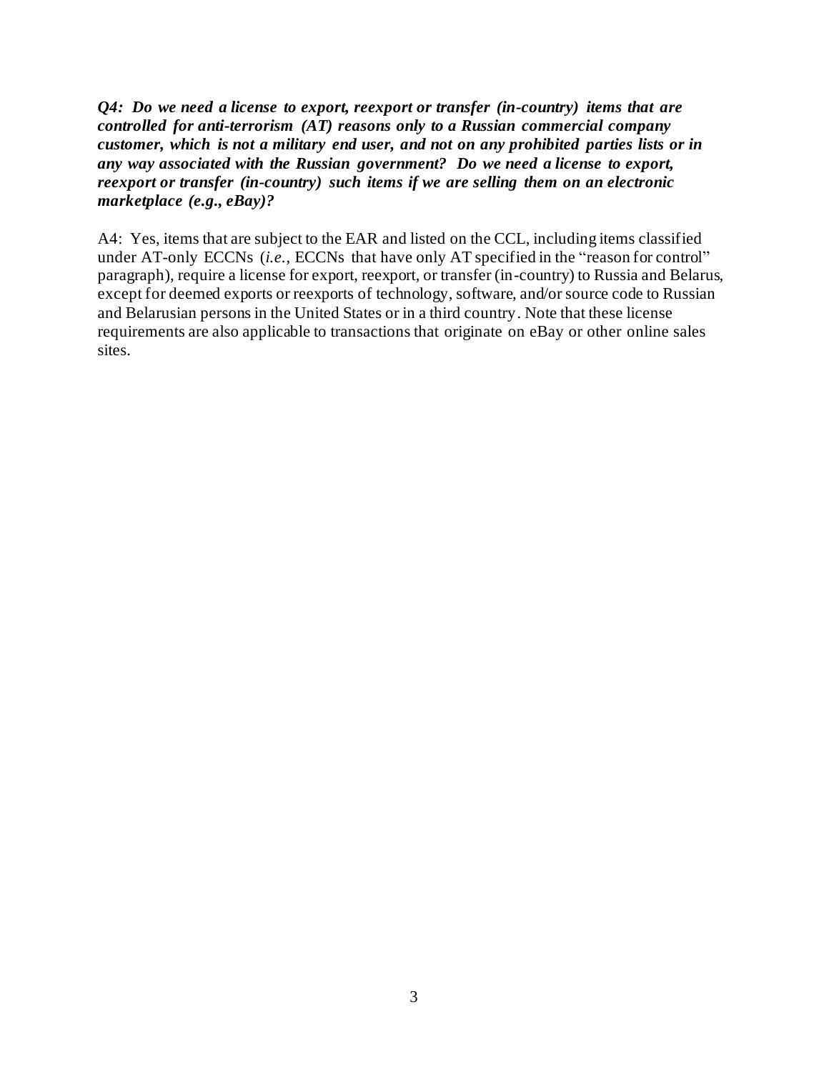***Q4: Do we need a license to export, reexport or transfer (in-country) items that are controlled for anti-terrorism (AT) reasons only to a Russian commercial company customer, which is not a military end user, and not on any prohibited parties lists or in any way associated with the Russian government? Do we need a license to export, reexport or transfer (in-country) such items if we are selling them on an electronic marketplace (e.g., eBay)?***

A4: Yes, items that are subject to the EAR and listed on the CCL, including items classified under AT-only ECCNs (*i.e.*, ECCNs that have only AT specified in the "reason for control" paragraph), require a license for export, reexport, or transfer (in-country) to Russia and Belarus, except for deemed exports or reexports of technology, software, and/or source code to Russian and Belarusian persons in the United States or in a third country. Note that these license requirements are also applicable to transactions that originate on eBay or other online sales sites.